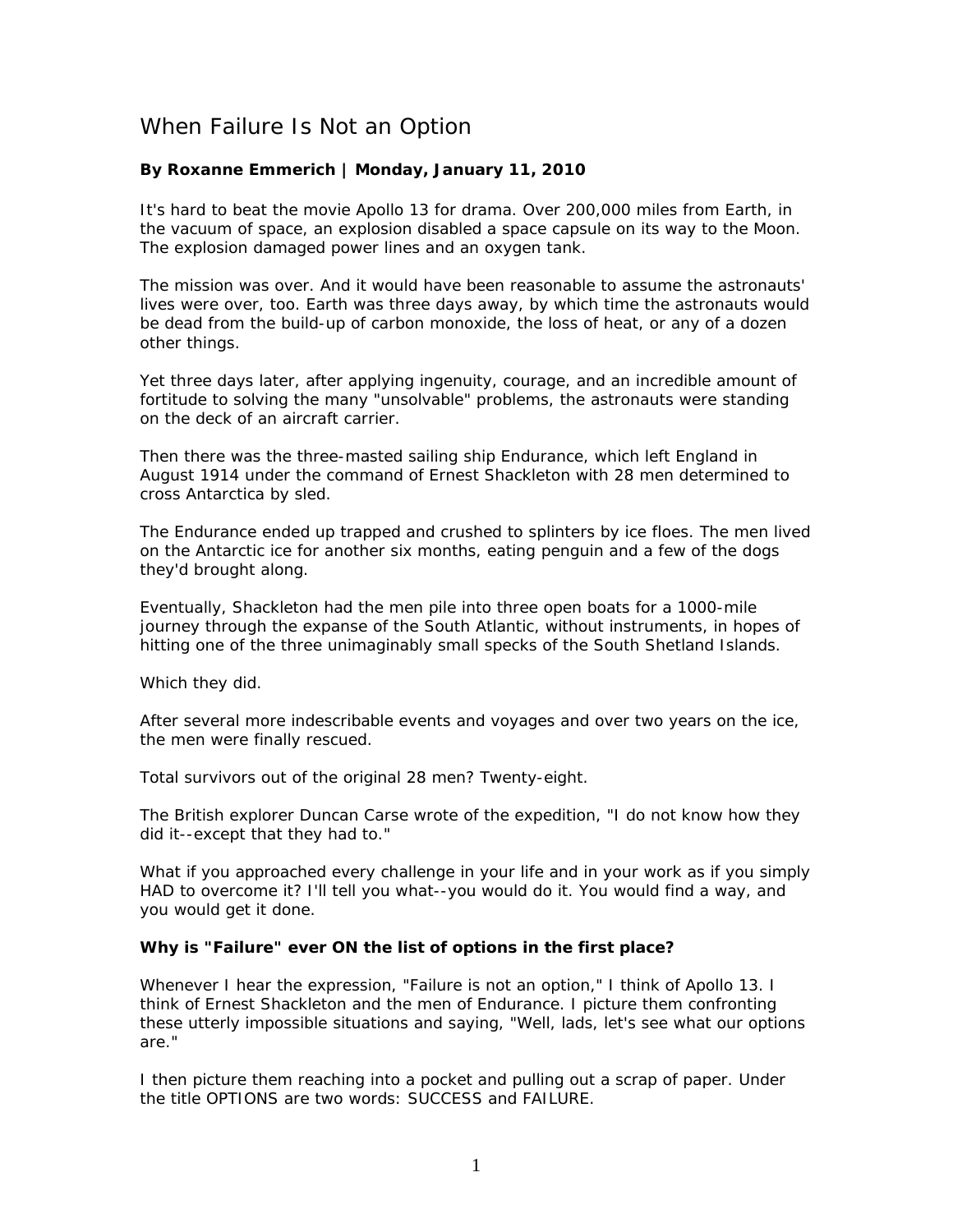# When Failure Is Not an Option

**By Roxanne Emmerich | Monday, January 11, 2010**

It's hard to beat the movie Apollo 13 for drama. Over 200,000 miles from Earth, in the vacuum of space, an explosion disabled a space capsule on its way to the Moon. The explosion damaged power lines and an oxygen tank.

The mission was over. And it would have been reasonable to assume the astronauts' lives were over, too. Earth was three days away, by which time the astronauts would be dead from the build-up of carbon monoxide, the loss of heat, or any of a dozen other things.

Yet three days later, after applying ingenuity, courage, and an incredible amount of fortitude to solving the many "unsolvable" problems, the astronauts were standing on the deck of an aircraft carrier.

Then there was the three-masted sailing ship Endurance, which left England in August 1914 under the command of Ernest Shackleton with 28 men determined to cross Antarctica by sled.

The Endurance ended up trapped and crushed to splinters by ice floes. The men lived on the Antarctic ice for another six months, eating penguin and a few of the dogs they'd brought along.

Eventually, Shackleton had the men pile into three open boats for a 1000-mile journey through the expanse of the South Atlantic, without instruments, in hopes of hitting one of the three unimaginably small specks of the South Shetland Islands.

Which they did.

After several more indescribable events and voyages and over two years on the ice, the men were finally rescued.

Total survivors out of the original 28 men? Twenty-eight.

The British explorer Duncan Carse wrote of the expedition, "I do not know how they did it--except that they had to."

What if you approached every challenge in your life and in your work as if you simply HAD to overcome it? I'll tell you what--you would do it. You would find a way, and you would get it done.

**Why is "Failure" ever ON the list of options in the first place?**

Whenever I hear the expression, "Failure is not an option," I think of Apollo 13. I think of Ernest Shackleton and the men of Endurance. I picture them confronting these utterly impossible situations and saying, "Well, lads, let's see what our options are."

I then picture them reaching into a pocket and pulling out a scrap of paper. Under the title OPTIONS are two words: SUCCESS and FAILURE.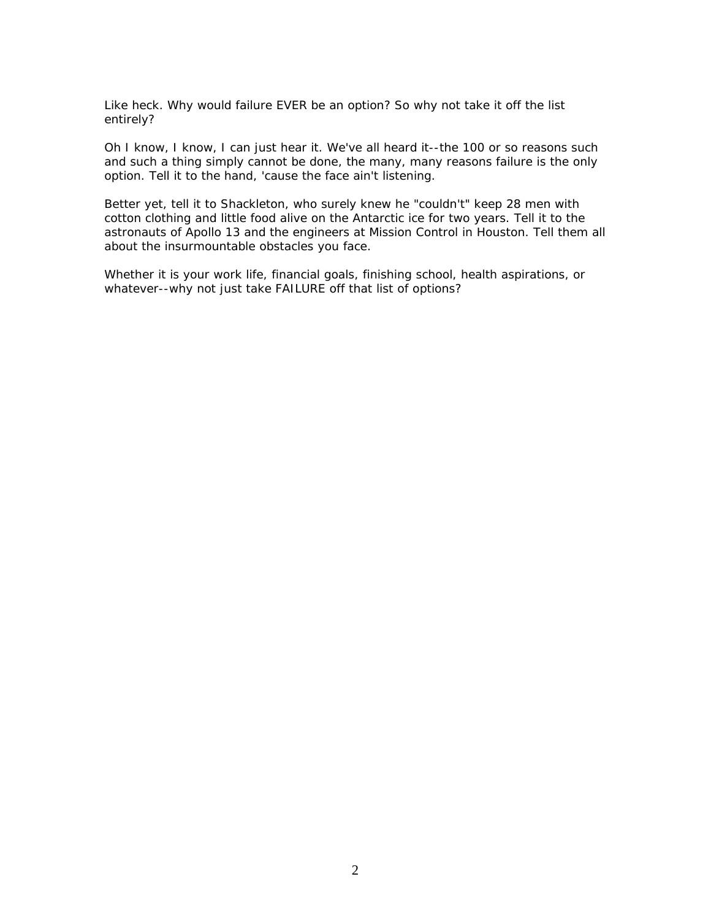Like heck. Why would failure EVER be an option? So why not take it off the list entirely?

Oh I know, I know, I can just hear it. We've all heard it--the 100 or so reasons such and such a thing simply cannot be done, the many, many reasons failure is the only option. Tell it to the hand, 'cause the face ain't listening.

Better yet, tell it to Shackleton, who surely knew he "couldn't" keep 28 men with cotton clothing and little food alive on the Antarctic ice for two years. Tell it to the astronauts of Apollo 13 and the engineers at Mission Control in Houston. Tell them all about the insurmountable obstacles you face.

Whether it is your work life, financial goals, finishing school, health aspirations, or whatever--why not just take FAILURE off that list of options?